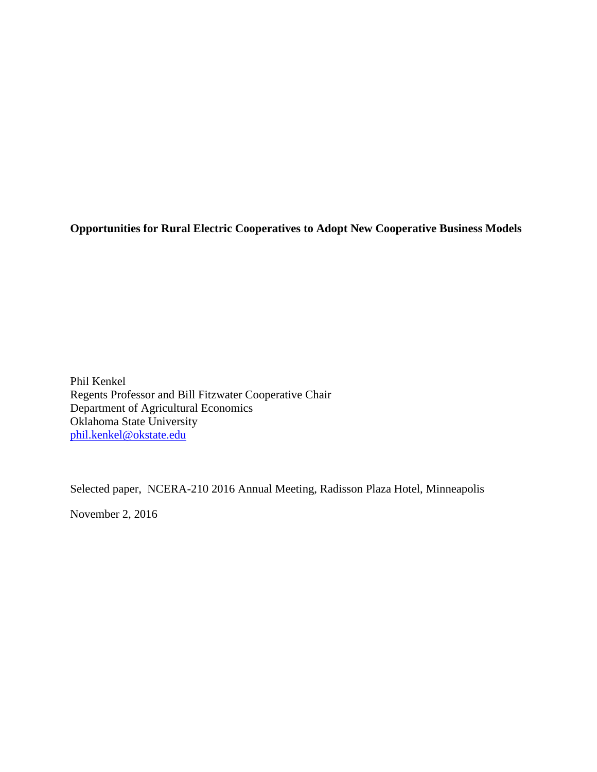# Opportunities for Rural Electric Cooperatives to Adopt New Cooperative Business Models

Phil Kenkel
Regents Professor and Bill Fitzwater Cooperative Chair
Department of Agricultural Economics
Oklahoma State University
phil.kenkel@okstate.edu

Selected paper, NCERA-210 2016 Annual Meeting, Radisson Plaza Hotel, Minneapolis

November 2, 2016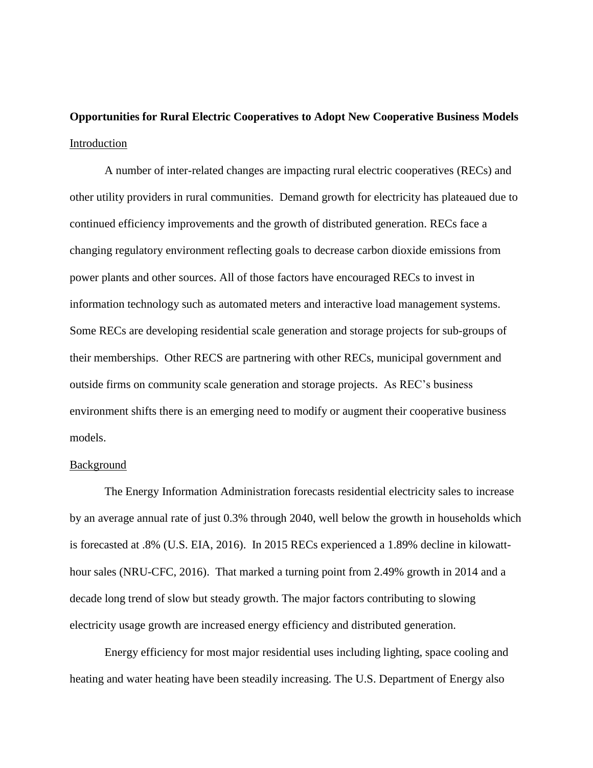**Opportunities for Rural Electric Cooperatives to Adopt New Cooperative Business Models**

Introduction

A number of inter-related changes are impacting rural electric cooperatives (RECs) and other utility providers in rural communities. Demand growth for electricity has plateaued due to continued efficiency improvements and the growth of distributed generation. RECs face a changing regulatory environment reflecting goals to decrease carbon dioxide emissions from power plants and other sources. All of those factors have encouraged RECs to invest in information technology such as automated meters and interactive load management systems. Some RECs are developing residential scale generation and storage projects for sub-groups of their memberships. Other RECS are partnering with other RECs, municipal government and outside firms on community scale generation and storage projects. As REC's business environment shifts there is an emerging need to modify or augment their cooperative business models.

Background

The Energy Information Administration forecasts residential electricity sales to increase by an average annual rate of just 0.3% through 2040, well below the growth in households which is forecasted at .8% (U.S. EIA, 2016). In 2015 RECs experienced a 1.89% decline in kilowatt-hour sales (NRU-CFC, 2016). That marked a turning point from 2.49% growth in 2014 and a decade long trend of slow but steady growth. The major factors contributing to slowing electricity usage growth are increased energy efficiency and distributed generation.

Energy efficiency for most major residential uses including lighting, space cooling and heating and water heating have been steadily increasing. The U.S. Department of Energy also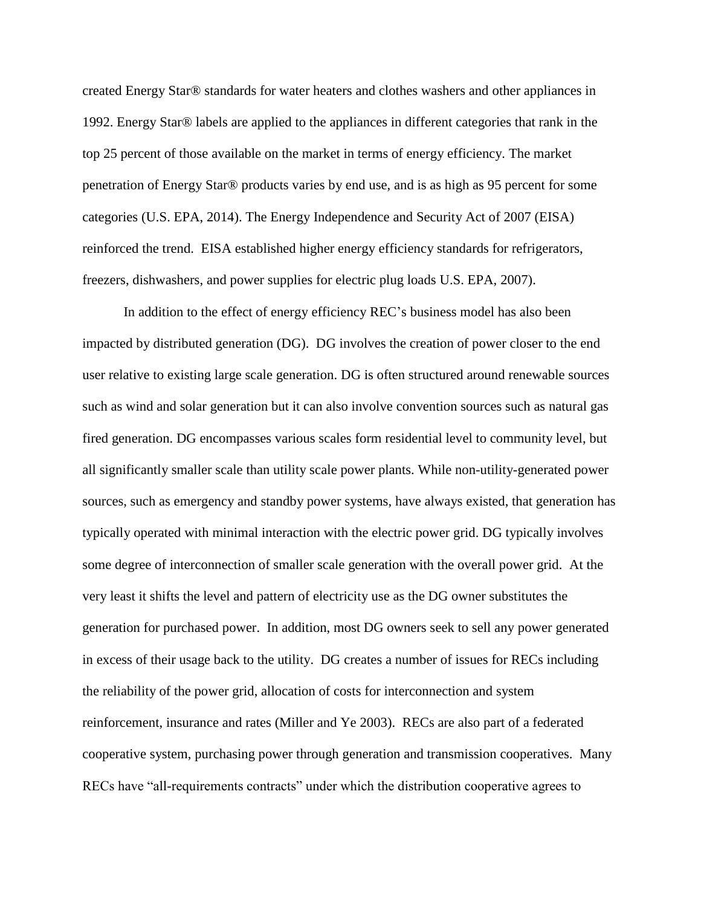created Energy Star® standards for water heaters and clothes washers and other appliances in 1992. Energy Star® labels are applied to the appliances in different categories that rank in the top 25 percent of those available on the market in terms of energy efficiency. The market penetration of Energy Star® products varies by end use, and is as high as 95 percent for some categories (U.S. EPA, 2014). The Energy Independence and Security Act of 2007 (EISA) reinforced the trend. EISA established higher energy efficiency standards for refrigerators, freezers, dishwashers, and power supplies for electric plug loads U.S. EPA, 2007).

In addition to the effect of energy efficiency REC's business model has also been impacted by distributed generation (DG). DG involves the creation of power closer to the end user relative to existing large scale generation. DG is often structured around renewable sources such as wind and solar generation but it can also involve convention sources such as natural gas fired generation. DG encompasses various scales form residential level to community level, but all significantly smaller scale than utility scale power plants. While non-utility-generated power sources, such as emergency and standby power systems, have always existed, that generation has typically operated with minimal interaction with the electric power grid. DG typically involves some degree of interconnection of smaller scale generation with the overall power grid. At the very least it shifts the level and pattern of electricity use as the DG owner substitutes the generation for purchased power. In addition, most DG owners seek to sell any power generated in excess of their usage back to the utility. DG creates a number of issues for RECs including the reliability of the power grid, allocation of costs for interconnection and system reinforcement, insurance and rates (Miller and Ye 2003). RECs are also part of a federated cooperative system, purchasing power through generation and transmission cooperatives. Many RECs have "all-requirements contracts" under which the distribution cooperative agrees to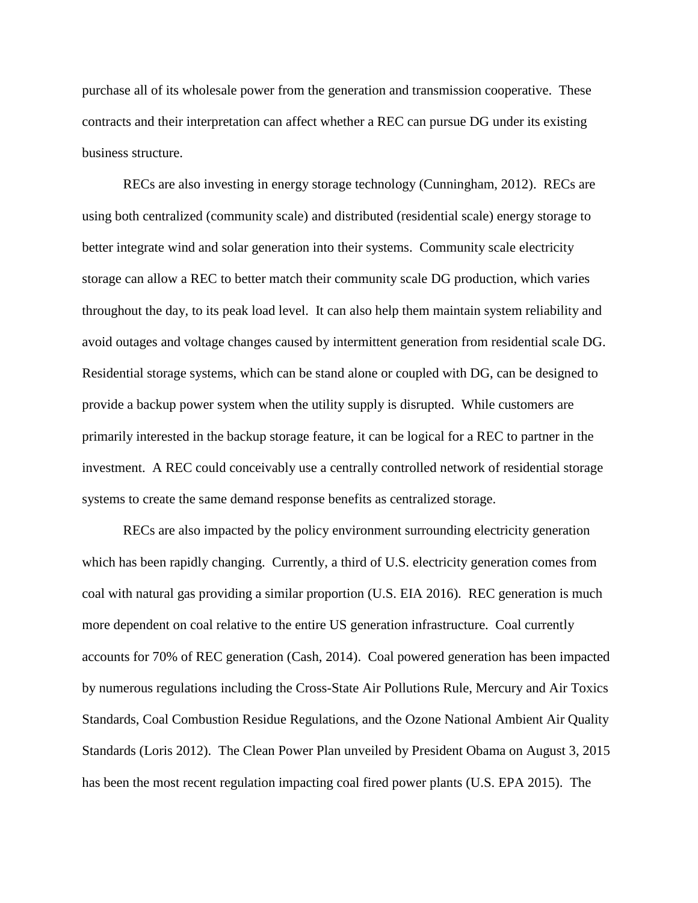purchase all of its wholesale power from the generation and transmission cooperative. These contracts and their interpretation can affect whether a REC can pursue DG under its existing business structure.

RECs are also investing in energy storage technology (Cunningham, 2012). RECs are using both centralized (community scale) and distributed (residential scale) energy storage to better integrate wind and solar generation into their systems. Community scale electricity storage can allow a REC to better match their community scale DG production, which varies throughout the day, to its peak load level. It can also help them maintain system reliability and avoid outages and voltage changes caused by intermittent generation from residential scale DG. Residential storage systems, which can be stand alone or coupled with DG, can be designed to provide a backup power system when the utility supply is disrupted. While customers are primarily interested in the backup storage feature, it can be logical for a REC to partner in the investment. A REC could conceivably use a centrally controlled network of residential storage systems to create the same demand response benefits as centralized storage.

RECs are also impacted by the policy environment surrounding electricity generation which has been rapidly changing. Currently, a third of U.S. electricity generation comes from coal with natural gas providing a similar proportion (U.S. EIA 2016). REC generation is much more dependent on coal relative to the entire US generation infrastructure. Coal currently accounts for 70% of REC generation (Cash, 2014). Coal powered generation has been impacted by numerous regulations including the Cross-State Air Pollutions Rule, Mercury and Air Toxics Standards, Coal Combustion Residue Regulations, and the Ozone National Ambient Air Quality Standards (Loris 2012). The Clean Power Plan unveiled by President Obama on August 3, 2015 has been the most recent regulation impacting coal fired power plants (U.S. EPA 2015). The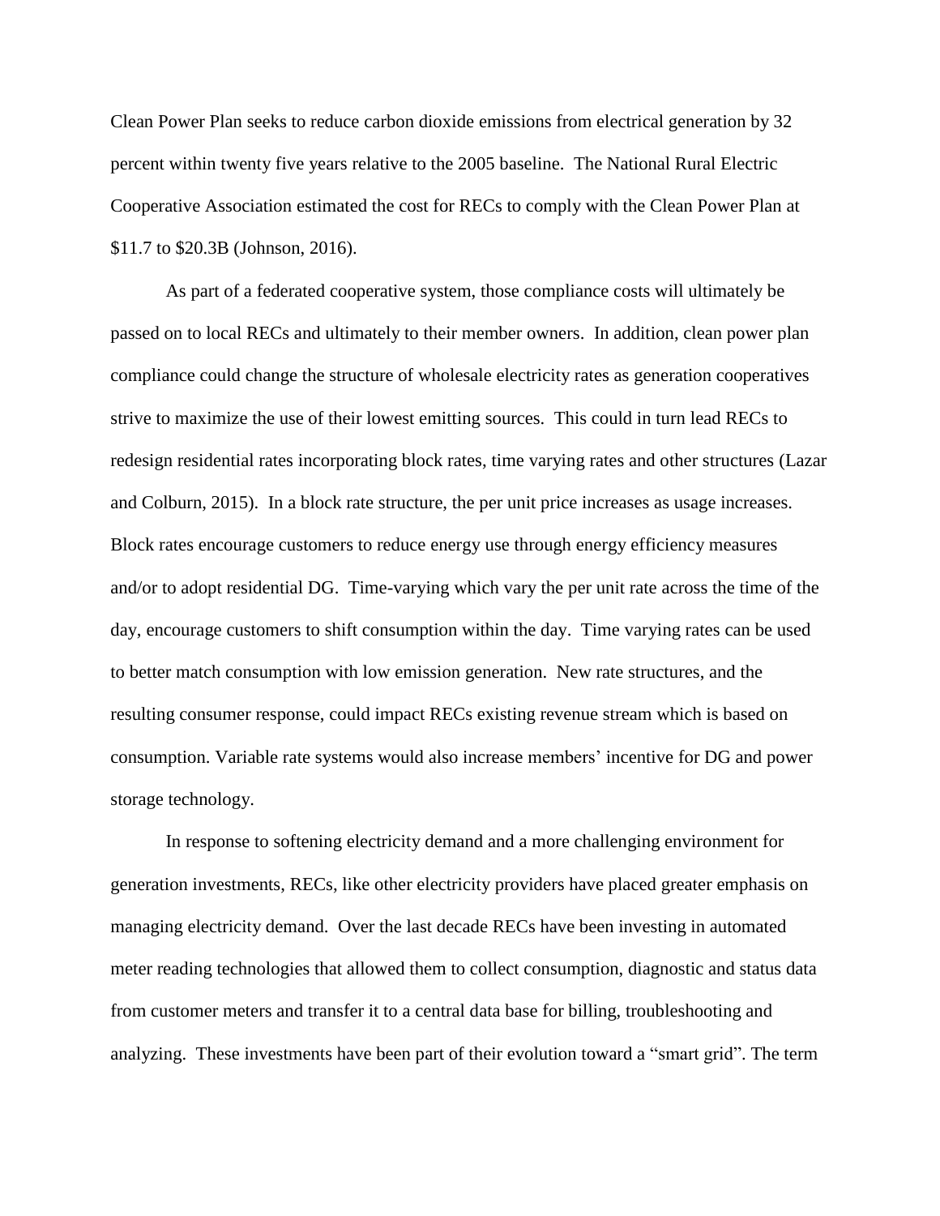Clean Power Plan seeks to reduce carbon dioxide emissions from electrical generation by 32 percent within twenty five years relative to the 2005 baseline. The National Rural Electric Cooperative Association estimated the cost for RECs to comply with the Clean Power Plan at \$11.7 to \$20.3B (Johnson, 2016).

As part of a federated cooperative system, those compliance costs will ultimately be passed on to local RECs and ultimately to their member owners. In addition, clean power plan compliance could change the structure of wholesale electricity rates as generation cooperatives strive to maximize the use of their lowest emitting sources. This could in turn lead RECs to redesign residential rates incorporating block rates, time varying rates and other structures (Lazar and Colburn, 2015). In a block rate structure, the per unit price increases as usage increases. Block rates encourage customers to reduce energy use through energy efficiency measures and/or to adopt residential DG. Time-varying which vary the per unit rate across the time of the day, encourage customers to shift consumption within the day. Time varying rates can be used to better match consumption with low emission generation. New rate structures, and the resulting consumer response, could impact RECs existing revenue stream which is based on consumption. Variable rate systems would also increase members' incentive for DG and power storage technology.

In response to softening electricity demand and a more challenging environment for generation investments, RECs, like other electricity providers have placed greater emphasis on managing electricity demand. Over the last decade RECs have been investing in automated meter reading technologies that allowed them to collect consumption, diagnostic and status data from customer meters and transfer it to a central data base for billing, troubleshooting and analyzing. These investments have been part of their evolution toward a "smart grid". The term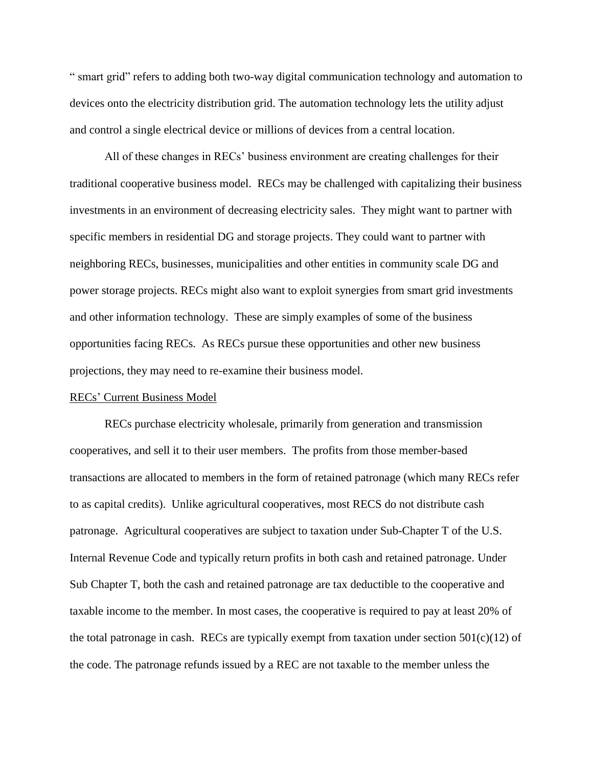" smart grid" refers to adding both two-way digital communication technology and automation to devices onto the electricity distribution grid. The automation technology lets the utility adjust and control a single electrical device or millions of devices from a central location.

All of these changes in RECs' business environment are creating challenges for their traditional cooperative business model. RECs may be challenged with capitalizing their business investments in an environment of decreasing electricity sales. They might want to partner with specific members in residential DG and storage projects. They could want to partner with neighboring RECs, businesses, municipalities and other entities in community scale DG and power storage projects. RECs might also want to exploit synergies from smart grid investments and other information technology. These are simply examples of some of the business opportunities facing RECs. As RECs pursue these opportunities and other new business projections, they may need to re-examine their business model.

## RECs' Current Business Model

RECs purchase electricity wholesale, primarily from generation and transmission cooperatives, and sell it to their user members. The profits from those member-based transactions are allocated to members in the form of retained patronage (which many RECs refer to as capital credits). Unlike agricultural cooperatives, most RECS do not distribute cash patronage. Agricultural cooperatives are subject to taxation under Sub-Chapter T of the U.S. Internal Revenue Code and typically return profits in both cash and retained patronage. Under Sub Chapter T, both the cash and retained patronage are tax deductible to the cooperative and taxable income to the member. In most cases, the cooperative is required to pay at least 20% of the total patronage in cash. RECs are typically exempt from taxation under section 501(c)(12) of the code. The patronage refunds issued by a REC are not taxable to the member unless the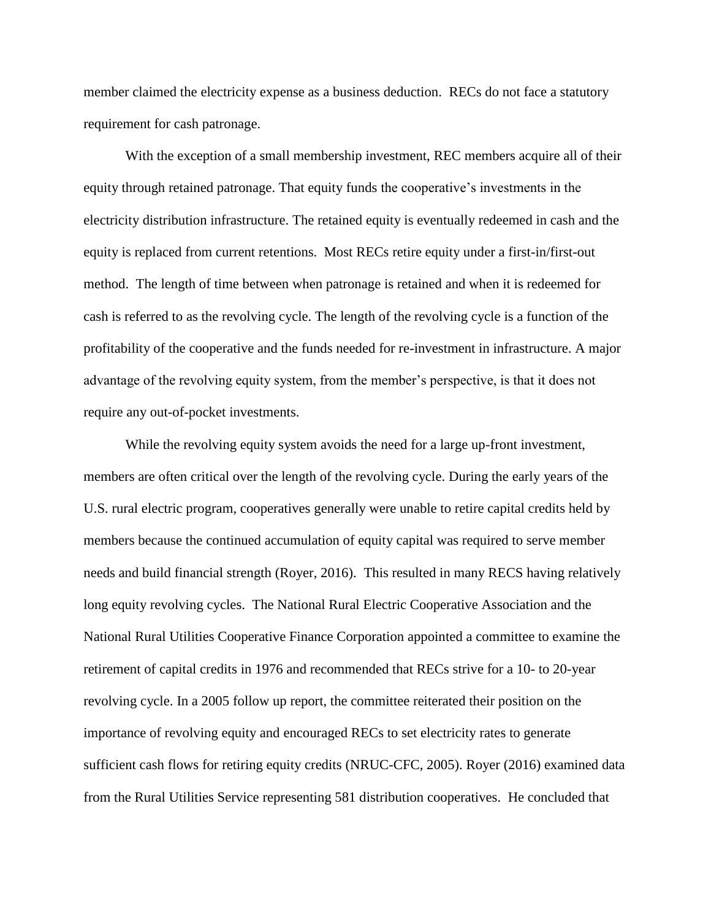member claimed the electricity expense as a business deduction. RECs do not face a statutory requirement for cash patronage.

With the exception of a small membership investment, REC members acquire all of their equity through retained patronage. That equity funds the cooperative's investments in the electricity distribution infrastructure. The retained equity is eventually redeemed in cash and the equity is replaced from current retentions. Most RECs retire equity under a first-in/first-out method. The length of time between when patronage is retained and when it is redeemed for cash is referred to as the revolving cycle. The length of the revolving cycle is a function of the profitability of the cooperative and the funds needed for re-investment in infrastructure. A major advantage of the revolving equity system, from the member's perspective, is that it does not require any out-of-pocket investments.

While the revolving equity system avoids the need for a large up-front investment, members are often critical over the length of the revolving cycle. During the early years of the U.S. rural electric program, cooperatives generally were unable to retire capital credits held by members because the continued accumulation of equity capital was required to serve member needs and build financial strength (Royer, 2016). This resulted in many RECS having relatively long equity revolving cycles. The National Rural Electric Cooperative Association and the National Rural Utilities Cooperative Finance Corporation appointed a committee to examine the retirement of capital credits in 1976 and recommended that RECs strive for a 10- to 20-year revolving cycle. In a 2005 follow up report, the committee reiterated their position on the importance of revolving equity and encouraged RECs to set electricity rates to generate sufficient cash flows for retiring equity credits (NRUC-CFC, 2005). Royer (2016) examined data from the Rural Utilities Service representing 581 distribution cooperatives. He concluded that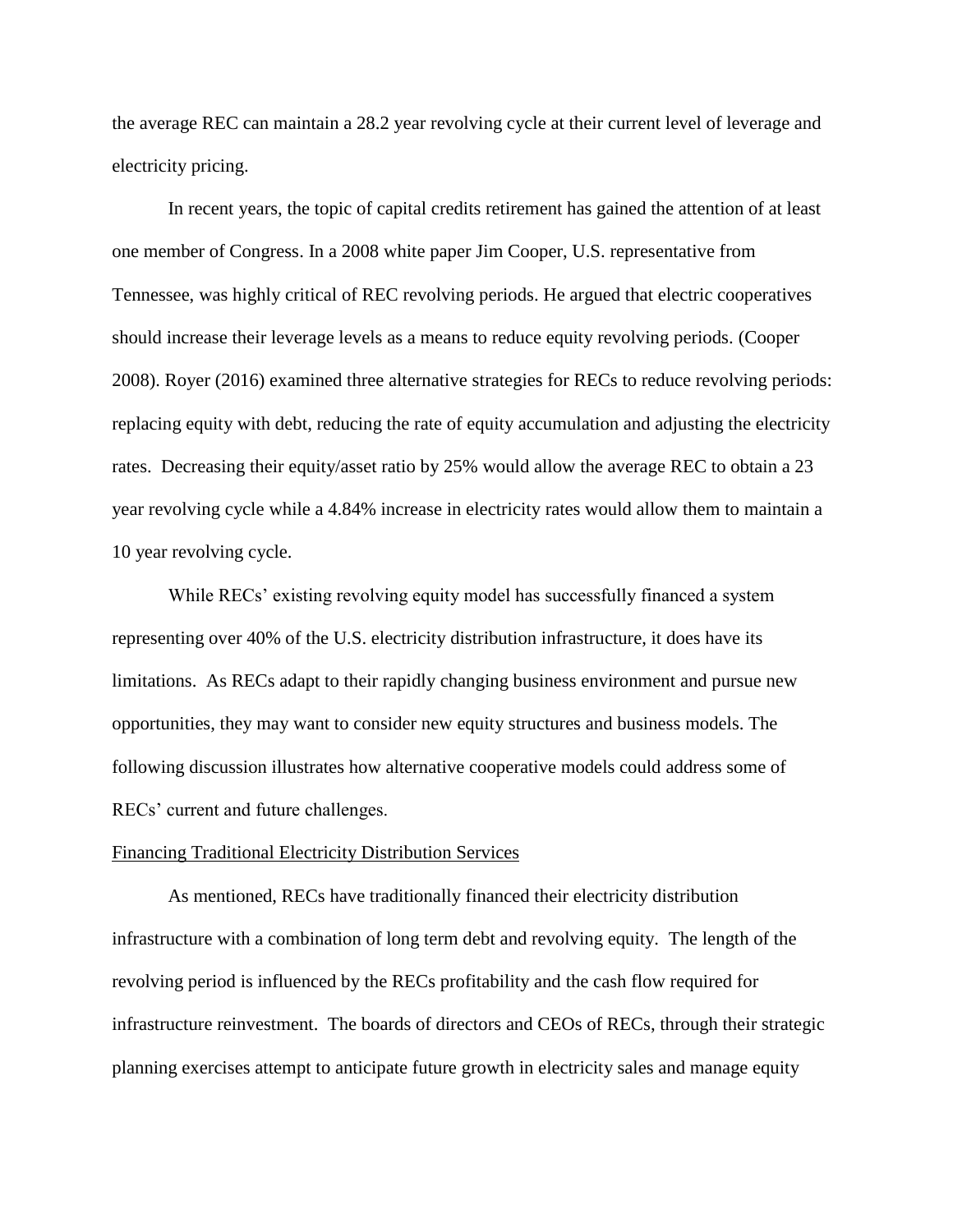the average REC can maintain a 28.2 year revolving cycle at their current level of leverage and electricity pricing.

In recent years, the topic of capital credits retirement has gained the attention of at least one member of Congress. In a 2008 white paper Jim Cooper, U.S. representative from Tennessee, was highly critical of REC revolving periods. He argued that electric cooperatives should increase their leverage levels as a means to reduce equity revolving periods. (Cooper 2008). Royer (2016) examined three alternative strategies for RECs to reduce revolving periods: replacing equity with debt, reducing the rate of equity accumulation and adjusting the electricity rates. Decreasing their equity/asset ratio by 25% would allow the average REC to obtain a 23 year revolving cycle while a 4.84% increase in electricity rates would allow them to maintain a 10 year revolving cycle.

While RECs' existing revolving equity model has successfully financed a system representing over 40% of the U.S. electricity distribution infrastructure, it does have its limitations. As RECs adapt to their rapidly changing business environment and pursue new opportunities, they may want to consider new equity structures and business models. The following discussion illustrates how alternative cooperative models could address some of RECs' current and future challenges.

<u>Financing Traditional Electricity Distribution Services</u>

As mentioned, RECs have traditionally financed their electricity distribution infrastructure with a combination of long term debt and revolving equity. The length of the revolving period is influenced by the RECs profitability and the cash flow required for infrastructure reinvestment. The boards of directors and CEOs of RECs, through their strategic planning exercises attempt to anticipate future growth in electricity sales and manage equity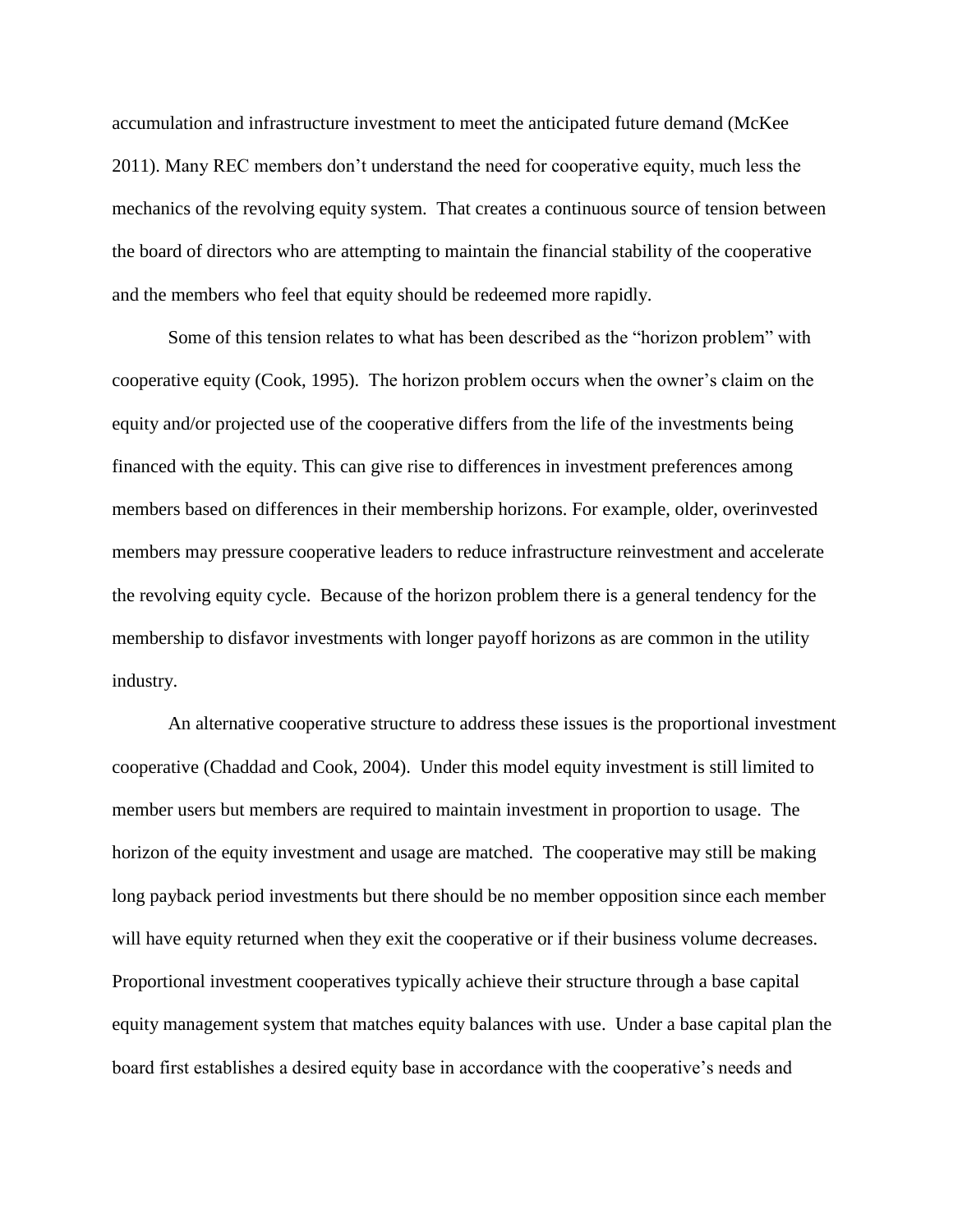accumulation and infrastructure investment to meet the anticipated future demand (McKee 2011). Many REC members don't understand the need for cooperative equity, much less the mechanics of the revolving equity system. That creates a continuous source of tension between the board of directors who are attempting to maintain the financial stability of the cooperative and the members who feel that equity should be redeemed more rapidly.

Some of this tension relates to what has been described as the "horizon problem" with cooperative equity (Cook, 1995). The horizon problem occurs when the owner's claim on the equity and/or projected use of the cooperative differs from the life of the investments being financed with the equity. This can give rise to differences in investment preferences among members based on differences in their membership horizons. For example, older, overinvested members may pressure cooperative leaders to reduce infrastructure reinvestment and accelerate the revolving equity cycle. Because of the horizon problem there is a general tendency for the membership to disfavor investments with longer payoff horizons as are common in the utility industry.

An alternative cooperative structure to address these issues is the proportional investment cooperative (Chaddad and Cook, 2004). Under this model equity investment is still limited to member users but members are required to maintain investment in proportion to usage. The horizon of the equity investment and usage are matched. The cooperative may still be making long payback period investments but there should be no member opposition since each member will have equity returned when they exit the cooperative or if their business volume decreases. Proportional investment cooperatives typically achieve their structure through a base capital equity management system that matches equity balances with use. Under a base capital plan the board first establishes a desired equity base in accordance with the cooperative's needs and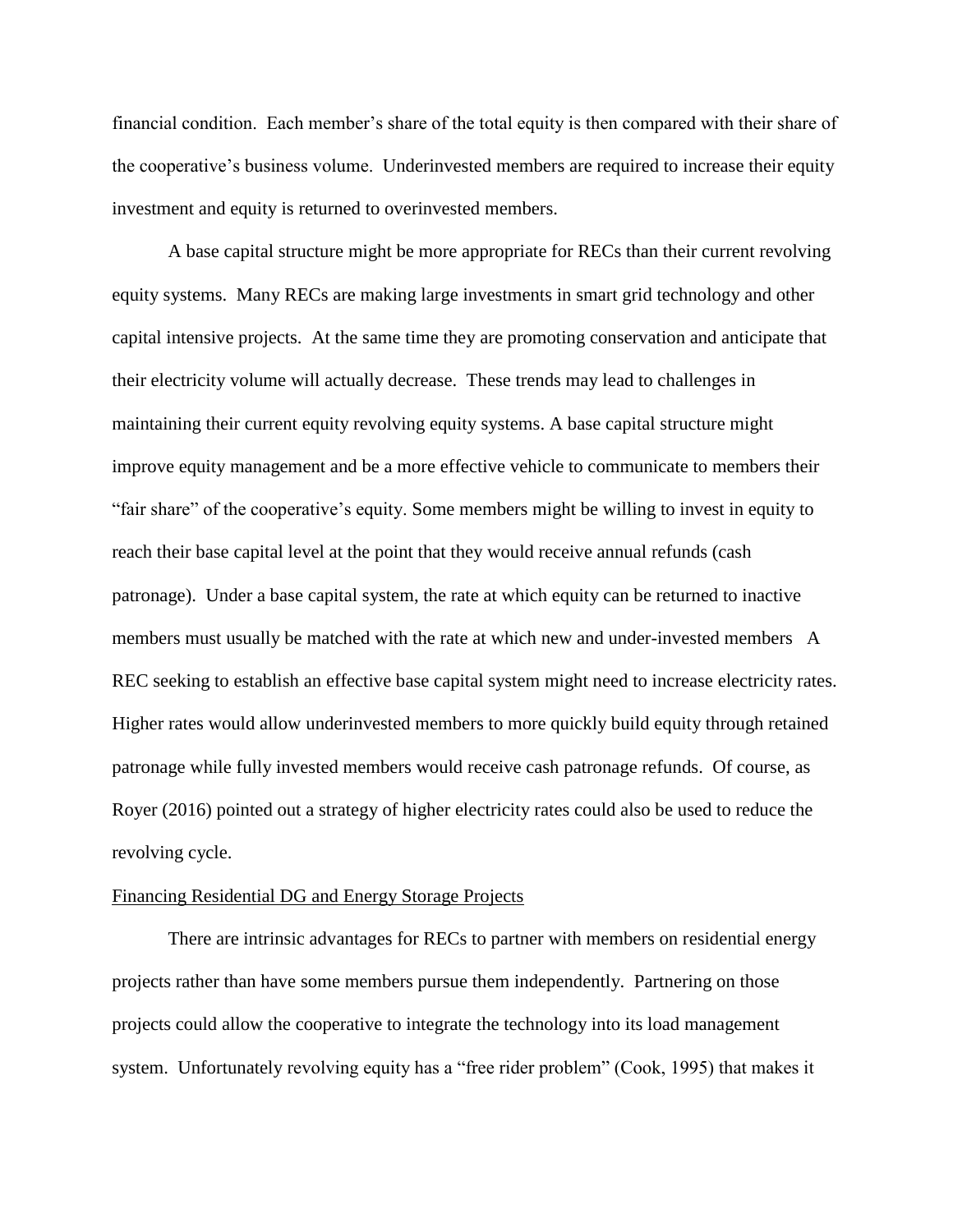financial condition. Each member's share of the total equity is then compared with their share of the cooperative's business volume. Underinvested members are required to increase their equity investment and equity is returned to overinvested members.

A base capital structure might be more appropriate for RECs than their current revolving equity systems. Many RECs are making large investments in smart grid technology and other capital intensive projects. At the same time they are promoting conservation and anticipate that their electricity volume will actually decrease. These trends may lead to challenges in maintaining their current equity revolving equity systems. A base capital structure might improve equity management and be a more effective vehicle to communicate to members their "fair share" of the cooperative's equity. Some members might be willing to invest in equity to reach their base capital level at the point that they would receive annual refunds (cash patronage). Under a base capital system, the rate at which equity can be returned to inactive members must usually be matched with the rate at which new and under-invested members A REC seeking to establish an effective base capital system might need to increase electricity rates. Higher rates would allow underinvested members to more quickly build equity through retained patronage while fully invested members would receive cash patronage refunds. Of course, as Royer (2016) pointed out a strategy of higher electricity rates could also be used to reduce the revolving cycle.

Financing Residential DG and Energy Storage Projects

There are intrinsic advantages for RECs to partner with members on residential energy projects rather than have some members pursue them independently. Partnering on those projects could allow the cooperative to integrate the technology into its load management system. Unfortunately revolving equity has a "free rider problem" (Cook, 1995) that makes it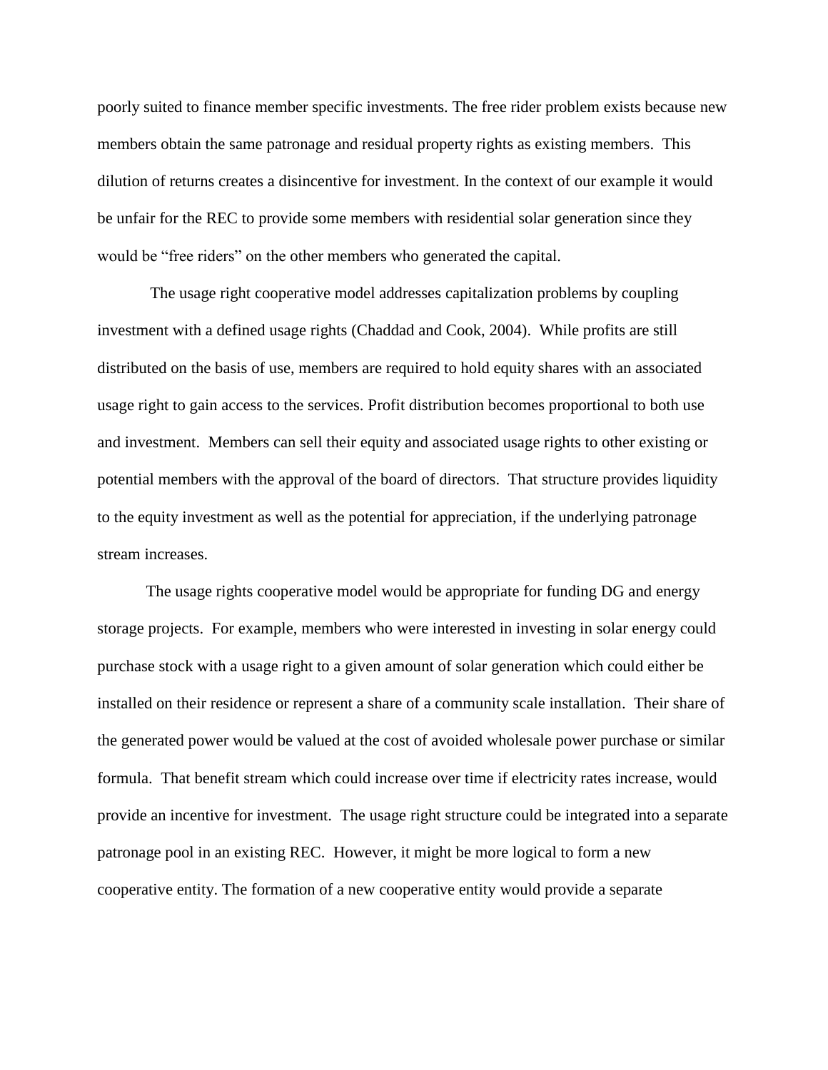poorly suited to finance member specific investments. The free rider problem exists because new members obtain the same patronage and residual property rights as existing members. This dilution of returns creates a disincentive for investment. In the context of our example it would be unfair for the REC to provide some members with residential solar generation since they would be "free riders" on the other members who generated the capital.

The usage right cooperative model addresses capitalization problems by coupling investment with a defined usage rights (Chaddad and Cook, 2004). While profits are still distributed on the basis of use, members are required to hold equity shares with an associated usage right to gain access to the services. Profit distribution becomes proportional to both use and investment. Members can sell their equity and associated usage rights to other existing or potential members with the approval of the board of directors. That structure provides liquidity to the equity investment as well as the potential for appreciation, if the underlying patronage stream increases.

The usage rights cooperative model would be appropriate for funding DG and energy storage projects. For example, members who were interested in investing in solar energy could purchase stock with a usage right to a given amount of solar generation which could either be installed on their residence or represent a share of a community scale installation. Their share of the generated power would be valued at the cost of avoided wholesale power purchase or similar formula. That benefit stream which could increase over time if electricity rates increase, would provide an incentive for investment. The usage right structure could be integrated into a separate patronage pool in an existing REC. However, it might be more logical to form a new cooperative entity. The formation of a new cooperative entity would provide a separate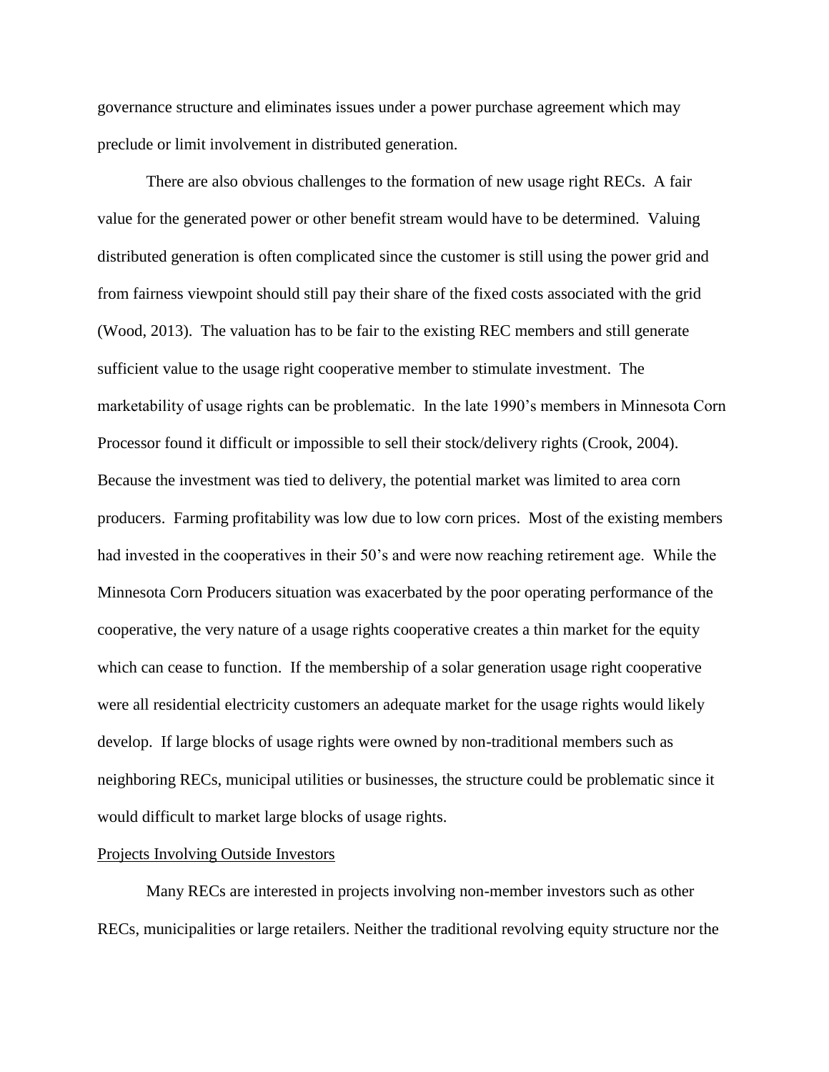governance structure and eliminates issues under a power purchase agreement which may preclude or limit involvement in distributed generation.

There are also obvious challenges to the formation of new usage right RECs. A fair value for the generated power or other benefit stream would have to be determined. Valuing distributed generation is often complicated since the customer is still using the power grid and from fairness viewpoint should still pay their share of the fixed costs associated with the grid (Wood, 2013). The valuation has to be fair to the existing REC members and still generate sufficient value to the usage right cooperative member to stimulate investment. The marketability of usage rights can be problematic. In the late 1990's members in Minnesota Corn Processor found it difficult or impossible to sell their stock/delivery rights (Crook, 2004). Because the investment was tied to delivery, the potential market was limited to area corn producers. Farming profitability was low due to low corn prices. Most of the existing members had invested in the cooperatives in their 50's and were now reaching retirement age. While the Minnesota Corn Producers situation was exacerbated by the poor operating performance of the cooperative, the very nature of a usage rights cooperative creates a thin market for the equity which can cease to function. If the membership of a solar generation usage right cooperative were all residential electricity customers an adequate market for the usage rights would likely develop. If large blocks of usage rights were owned by non-traditional members such as neighboring RECs, municipal utilities or businesses, the structure could be problematic since it would difficult to market large blocks of usage rights.

<u>Projects Involving Outside Investors</u>

Many RECs are interested in projects involving non-member investors such as other RECs, municipalities or large retailers. Neither the traditional revolving equity structure nor the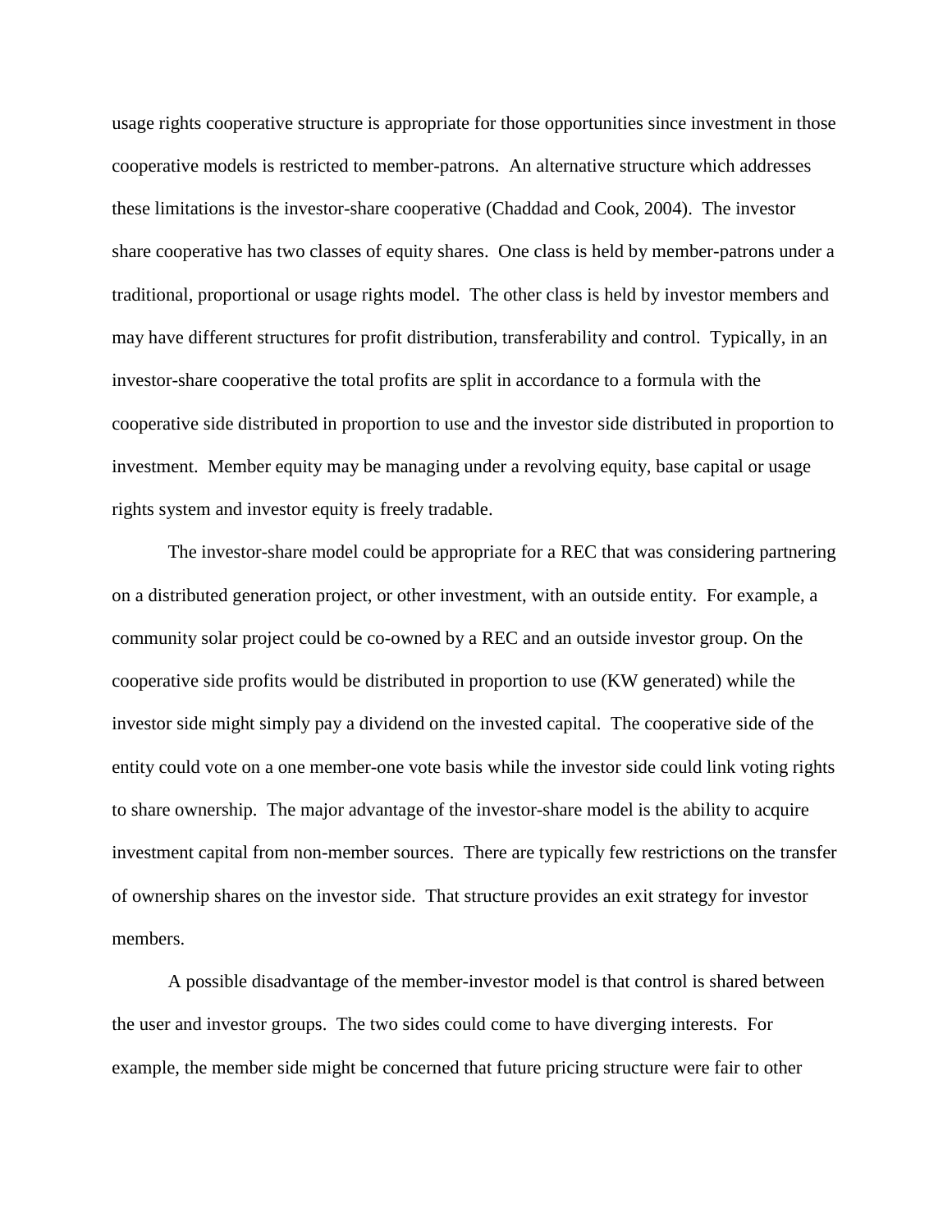usage rights cooperative structure is appropriate for those opportunities since investment in those cooperative models is restricted to member-patrons. An alternative structure which addresses these limitations is the investor-share cooperative (Chaddad and Cook, 2004). The investor share cooperative has two classes of equity shares. One class is held by member-patrons under a traditional, proportional or usage rights model. The other class is held by investor members and may have different structures for profit distribution, transferability and control. Typically, in an investor-share cooperative the total profits are split in accordance to a formula with the cooperative side distributed in proportion to use and the investor side distributed in proportion to investment. Member equity may be managing under a revolving equity, base capital or usage rights system and investor equity is freely tradable.

The investor-share model could be appropriate for a REC that was considering partnering on a distributed generation project, or other investment, with an outside entity. For example, a community solar project could be co-owned by a REC and an outside investor group. On the cooperative side profits would be distributed in proportion to use (KW generated) while the investor side might simply pay a dividend on the invested capital. The cooperative side of the entity could vote on a one member-one vote basis while the investor side could link voting rights to share ownership. The major advantage of the investor-share model is the ability to acquire investment capital from non-member sources. There are typically few restrictions on the transfer of ownership shares on the investor side. That structure provides an exit strategy for investor members.

A possible disadvantage of the member-investor model is that control is shared between the user and investor groups. The two sides could come to have diverging interests. For example, the member side might be concerned that future pricing structure were fair to other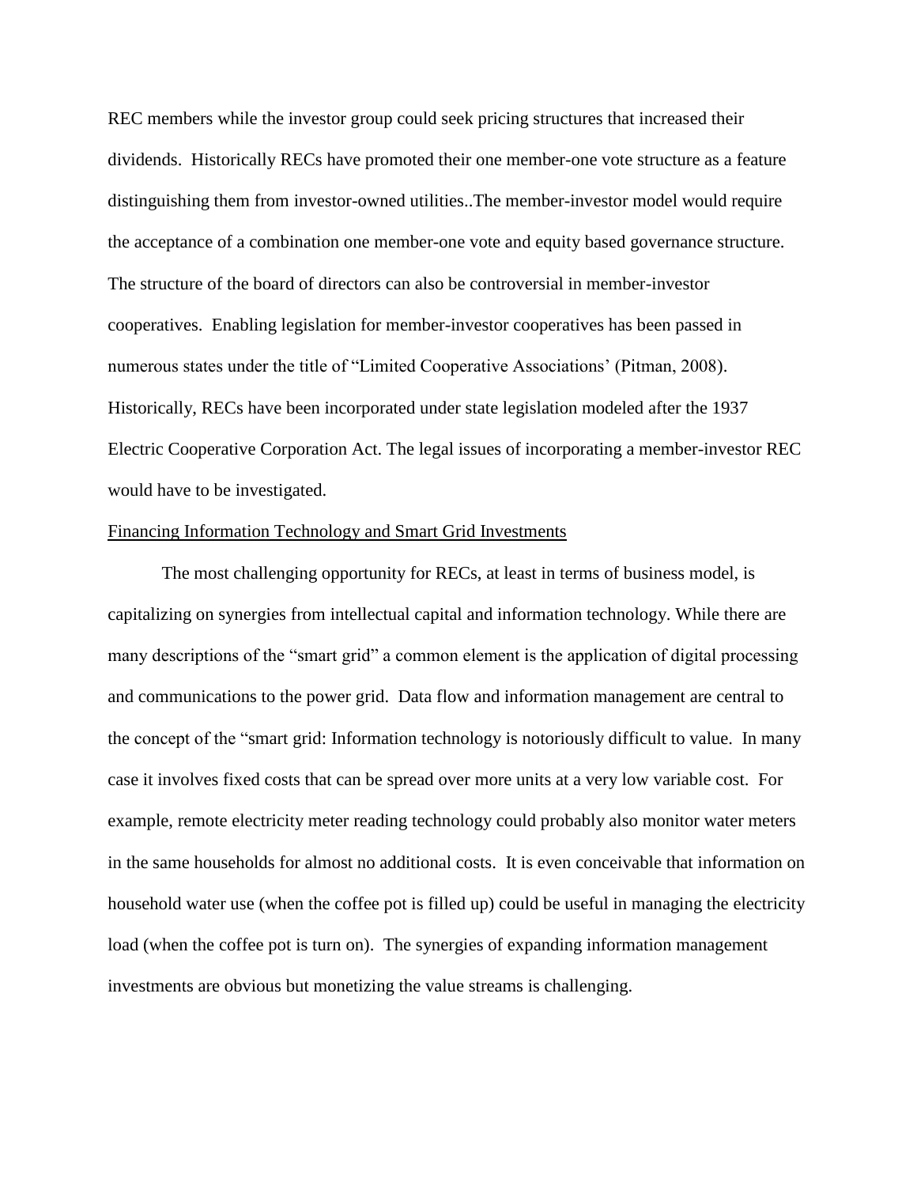REC members while the investor group could seek pricing structures that increased their dividends. Historically RECs have promoted their one member-one vote structure as a feature distinguishing them from investor-owned utilities..The member-investor model would require the acceptance of a combination one member-one vote and equity based governance structure. The structure of the board of directors can also be controversial in member-investor cooperatives. Enabling legislation for member-investor cooperatives has been passed in numerous states under the title of "Limited Cooperative Associations' (Pitman, 2008). Historically, RECs have been incorporated under state legislation modeled after the 1937 Electric Cooperative Corporation Act. The legal issues of incorporating a member-investor REC would have to be investigated.

<u>Financing Information Technology and Smart Grid Investments</u>

The most challenging opportunity for RECs, at least in terms of business model, is capitalizing on synergies from intellectual capital and information technology. While there are many descriptions of the "smart grid" a common element is the application of digital processing and communications to the power grid. Data flow and information management are central to the concept of the "smart grid: Information technology is notoriously difficult to value. In many case it involves fixed costs that can be spread over more units at a very low variable cost. For example, remote electricity meter reading technology could probably also monitor water meters in the same households for almost no additional costs. It is even conceivable that information on household water use (when the coffee pot is filled up) could be useful in managing the electricity load (when the coffee pot is turn on). The synergies of expanding information management investments are obvious but monetizing the value streams is challenging.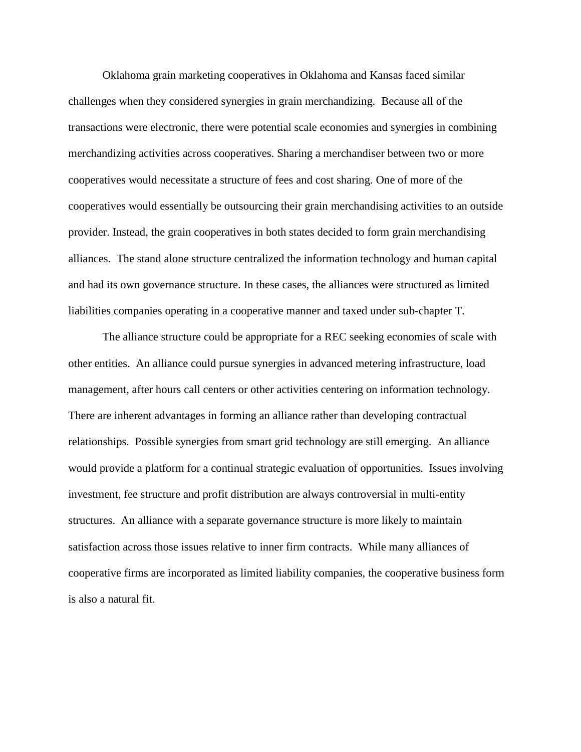Oklahoma grain marketing cooperatives in Oklahoma and Kansas faced similar challenges when they considered synergies in grain merchandizing. Because all of the transactions were electronic, there were potential scale economies and synergies in combining merchandizing activities across cooperatives. Sharing a merchandiser between two or more cooperatives would necessitate a structure of fees and cost sharing. One of more of the cooperatives would essentially be outsourcing their grain merchandising activities to an outside provider. Instead, the grain cooperatives in both states decided to form grain merchandising alliances. The stand alone structure centralized the information technology and human capital and had its own governance structure. In these cases, the alliances were structured as limited liabilities companies operating in a cooperative manner and taxed under sub-chapter T.

The alliance structure could be appropriate for a REC seeking economies of scale with other entities. An alliance could pursue synergies in advanced metering infrastructure, load management, after hours call centers or other activities centering on information technology. There are inherent advantages in forming an alliance rather than developing contractual relationships. Possible synergies from smart grid technology are still emerging. An alliance would provide a platform for a continual strategic evaluation of opportunities. Issues involving investment, fee structure and profit distribution are always controversial in multi-entity structures. An alliance with a separate governance structure is more likely to maintain satisfaction across those issues relative to inner firm contracts. While many alliances of cooperative firms are incorporated as limited liability companies, the cooperative business form is also a natural fit.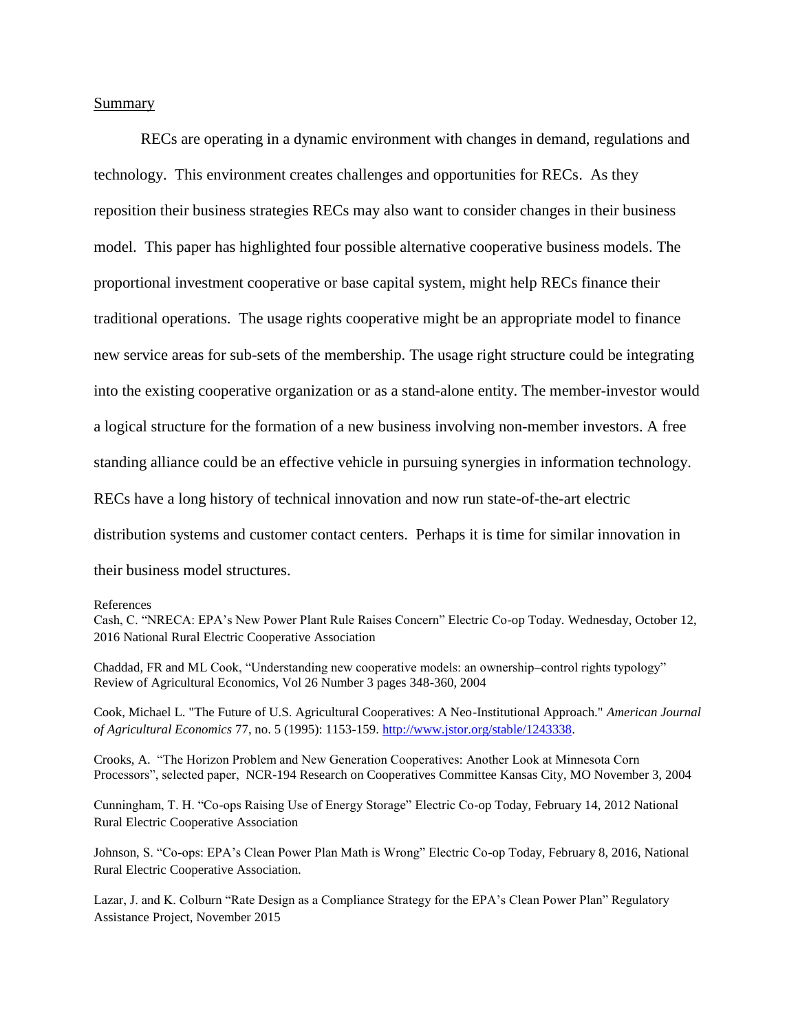## Summary

RECs are operating in a dynamic environment with changes in demand, regulations and technology. This environment creates challenges and opportunities for RECs. As they reposition their business strategies RECs may also want to consider changes in their business model. This paper has highlighted four possible alternative cooperative business models. The proportional investment cooperative or base capital system, might help RECs finance their traditional operations. The usage rights cooperative might be an appropriate model to finance new service areas for sub-sets of the membership. The usage right structure could be integrating into the existing cooperative organization or as a stand-alone entity. The member-investor would a logical structure for the formation of a new business involving non-member investors. A free standing alliance could be an effective vehicle in pursuing synergies in information technology. RECs have a long history of technical innovation and now run state-of-the-art electric distribution systems and customer contact centers. Perhaps it is time for similar innovation in their business model structures.

References

Cash, C. "NRECA: EPA's New Power Plant Rule Raises Concern" Electric Co-op Today. Wednesday, October 12, 2016 National Rural Electric Cooperative Association

Chaddad, FR and ML Cook, "Understanding new cooperative models: an ownership–control rights typology" Review of Agricultural Economics, Vol 26 Number 3 pages 348-360, 2004

Cook, Michael L. "The Future of U.S. Agricultural Cooperatives: A Neo-Institutional Approach." *American Journal of Agricultural Economics* 77, no. 5 (1995): 1153-159. http://www.jstor.org/stable/1243338.

Crooks, A. "The Horizon Problem and New Generation Cooperatives: Another Look at Minnesota Corn Processors", selected paper, NCR-194 Research on Cooperatives Committee Kansas City, MO November 3, 2004

Cunningham, T. H. "Co-ops Raising Use of Energy Storage" Electric Co-op Today, February 14, 2012 National Rural Electric Cooperative Association

Johnson, S. "Co-ops: EPA's Clean Power Plan Math is Wrong" Electric Co-op Today, February 8, 2016, National Rural Electric Cooperative Association.

Lazar, J. and K. Colburn "Rate Design as a Compliance Strategy for the EPA's Clean Power Plan" Regulatory Assistance Project, November 2015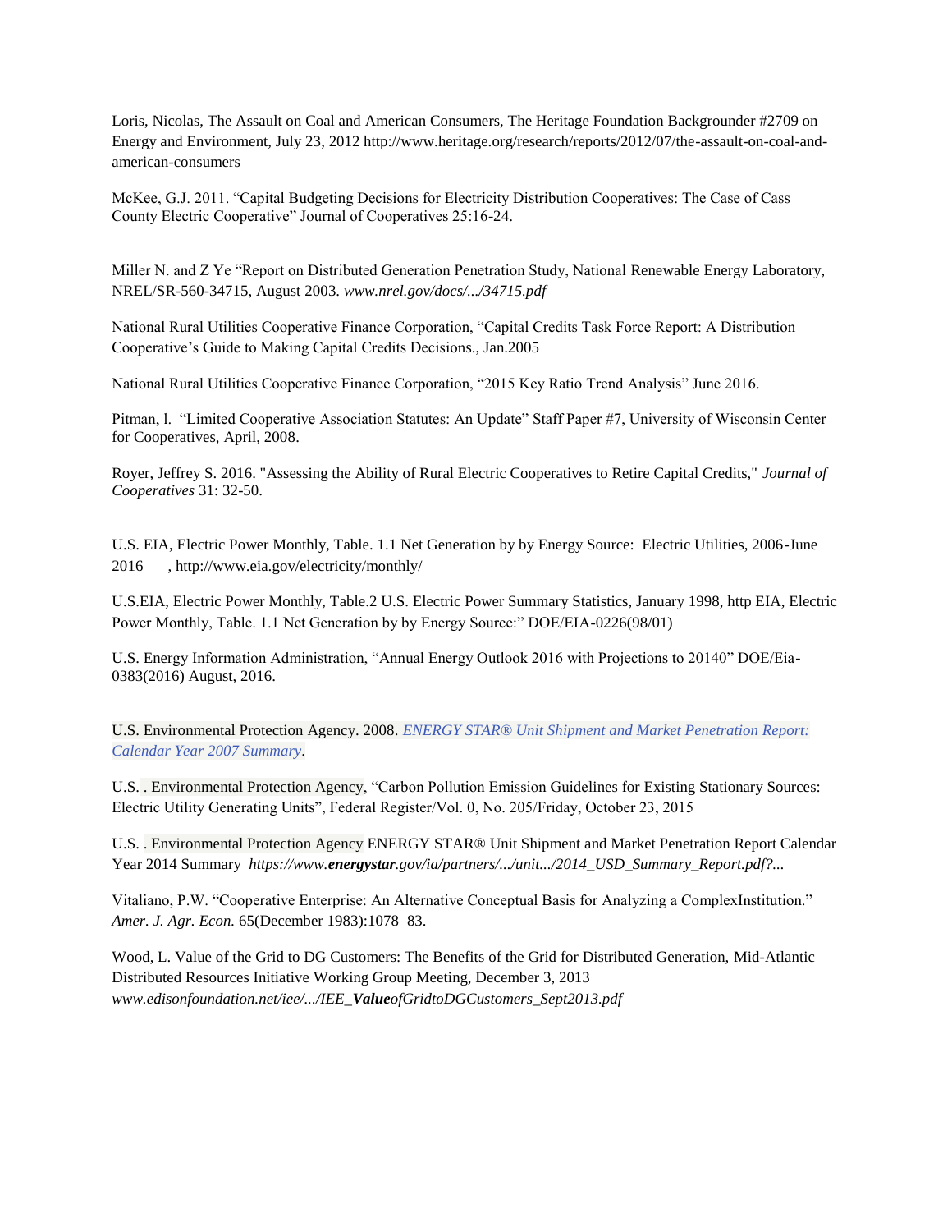Loris, Nicolas, The Assault on Coal and American Consumers, The Heritage Foundation Backgrounder #2709 on Energy and Environment, July 23, 2012 http://www.heritage.org/research/reports/2012/07/the-assault-on-coal-and-american-consumers

McKee, G.J. 2011. "Capital Budgeting Decisions for Electricity Distribution Cooperatives: The Case of Cass County Electric Cooperative" Journal of Cooperatives 25:16-24.

Miller N. and Z Ye "Report on Distributed Generation Penetration Study, National Renewable Energy Laboratory, NREL/SR-560-34715, August 2003. *www.nrel.gov/docs/.../34715.pdf*

National Rural Utilities Cooperative Finance Corporation, "Capital Credits Task Force Report: A Distribution Cooperative's Guide to Making Capital Credits Decisions., Jan.2005

National Rural Utilities Cooperative Finance Corporation, "2015 Key Ratio Trend Analysis" June 2016.

Pitman, l. "Limited Cooperative Association Statutes: An Update" Staff Paper #7, University of Wisconsin Center for Cooperatives, April, 2008.

Royer, Jeffrey S. 2016. "Assessing the Ability of Rural Electric Cooperatives to Retire Capital Credits," *Journal of Cooperatives* 31: 32-50.

U.S. EIA, Electric Power Monthly, Table. 1.1 Net Generation by by Energy Source: Electric Utilities, 2006-June 2016 , http://www.eia.gov/electricity/monthly/

U.S.EIA, Electric Power Monthly, Table.2 U.S. Electric Power Summary Statistics, January 1998, http EIA, Electric Power Monthly, Table. 1.1 Net Generation by by Energy Source:" DOE/EIA-0226(98/01)

U.S. Energy Information Administration, "Annual Energy Outlook 2016 with Projections to 20140" DOE/Eia-0383(2016) August, 2016.

U.S. Environmental Protection Agency. 2008. *ENERGY STAR® Unit Shipment and Market Penetration Report: Calendar Year 2007 Summary*.

U.S. . Environmental Protection Agency, "Carbon Pollution Emission Guidelines for Existing Stationary Sources: Electric Utility Generating Units", Federal Register/Vol. 0, No. 205/Friday, October 23, 2015

U.S. . Environmental Protection Agency ENERGY STAR® Unit Shipment and Market Penetration Report Calendar Year 2014 Summary *https://www.**energystar**.gov/ia/partners/.../unit.../2014_USD_Summary_Report.pdf?...*

Vitaliano, P.W. "Cooperative Enterprise: An Alternative Conceptual Basis for Analyzing a ComplexInstitution." *Amer. J. Agr. Econ.* 65(December 1983):1078–83.

Wood, L. Value of the Grid to DG Customers: The Benefits of the Grid for Distributed Generation, Mid-Atlantic Distributed Resources Initiative Working Group Meeting, December 3, 2013 *www.edisonfoundation.net/iee/.../IEE_**Value**ofGridtoDGCustomers_Sept2013.pdf*